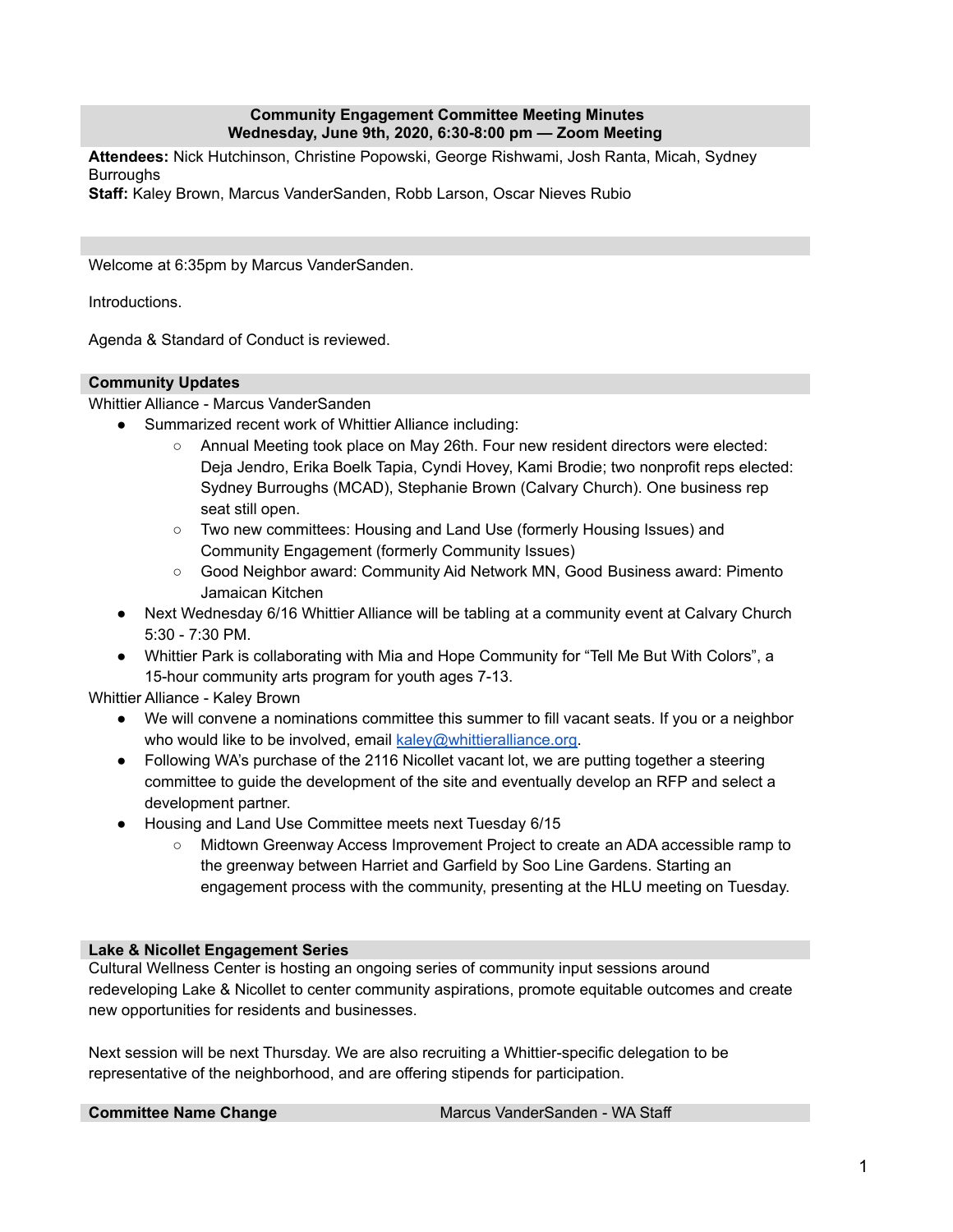**Community Engagement Committee Meeting Minutes**
**Wednesday, June 9th, 2020, 6:30-8:00 pm — Zoom Meeting**

**Attendees:** Nick Hutchinson, Christine Popowski, George Rishwami, Josh Ranta, Micah, Sydney Burroughs
**Staff:** Kaley Brown, Marcus VanderSanden, Robb Larson, Oscar Nieves Rubio

Welcome at 6:35pm by Marcus VanderSanden.

Introductions.

Agenda & Standard of Conduct is reviewed.

## Community Updates

Whittier Alliance - Marcus VanderSanden

- Summarized recent work of Whittier Alliance including:
  - Annual Meeting took place on May 26th. Four new resident directors were elected: Deja Jendro, Erika Boelk Tapia, Cyndi Hovey, Kami Brodie; two nonprofit reps elected: Sydney Burroughs (MCAD), Stephanie Brown (Calvary Church). One business rep seat still open.
  - Two new committees: Housing and Land Use (formerly Housing Issues) and Community Engagement (formerly Community Issues)
  - Good Neighbor award: Community Aid Network MN, Good Business award: Pimento Jamaican Kitchen
- Next Wednesday 6/16 Whittier Alliance will be tabling at a community event at Calvary Church 5:30 - 7:30 PM.
- Whittier Park is collaborating with Mia and Hope Community for "Tell Me But With Colors", a 15-hour community arts program for youth ages 7-13.

Whittier Alliance - Kaley Brown

- We will convene a nominations committee this summer to fill vacant seats. If you or a neighbor who would like to be involved, email kaley@whittieralliance.org.
- Following WA's purchase of the 2116 Nicollet vacant lot, we are putting together a steering committee to guide the development of the site and eventually develop an RFP and select a development partner.
- Housing and Land Use Committee meets next Tuesday 6/15
  - Midtown Greenway Access Improvement Project to create an ADA accessible ramp to the greenway between Harriet and Garfield by Soo Line Gardens. Starting an engagement process with the community, presenting at the HLU meeting on Tuesday.

## Lake & Nicollet Engagement Series

Cultural Wellness Center is hosting an ongoing series of community input sessions around redeveloping Lake & Nicollet to center community aspirations, promote equitable outcomes and create new opportunities for residents and businesses.

Next session will be next Thursday. We are also recruiting a Whittier-specific delegation to be representative of the neighborhood, and are offering stipends for participation.

## Committee Name Change — Marcus VanderSanden - WA Staff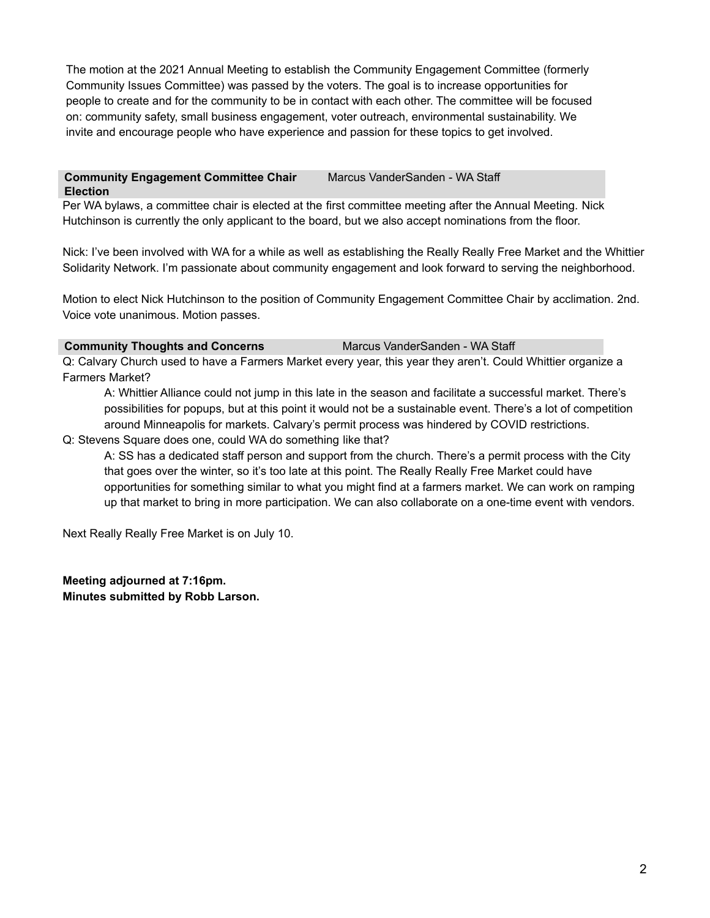The motion at the 2021 Annual Meeting to establish the Community Engagement Committee (formerly Community Issues Committee) was passed by the voters. The goal is to increase opportunities for people to create and for the community to be in contact with each other. The committee will be focused on: community safety, small business engagement, voter outreach, environmental sustainability. We invite and encourage people who have experience and passion for these topics to get involved.

| **Community Engagement Committee Chair Election** | Marcus VanderSanden - WA Staff |
| --- | --- |

Per WA bylaws, a committee chair is elected at the first committee meeting after the Annual Meeting. Nick Hutchinson is currently the only applicant to the board, but we also accept nominations from the floor.

Nick: I've been involved with WA for a while as well as establishing the Really Really Free Market and the Whittier Solidarity Network. I'm passionate about community engagement and look forward to serving the neighborhood.

Motion to elect Nick Hutchinson to the position of Community Engagement Committee Chair by acclimation. 2nd. Voice vote unanimous. Motion passes.

| **Community Thoughts and Concerns** | Marcus VanderSanden - WA Staff |
| --- | --- |

Q: Calvary Church used to have a Farmers Market every year, this year they aren't. Could Whittier organize a Farmers Market?

> A: Whittier Alliance could not jump in this late in the season and facilitate a successful market. There's possibilities for popups, but at this point it would not be a sustainable event. There's a lot of competition around Minneapolis for markets. Calvary's permit process was hindered by COVID restrictions.

Q: Stevens Square does one, could WA do something like that?

> A: SS has a dedicated staff person and support from the church. There's a permit process with the City that goes over the winter, so it's too late at this point. The Really Really Free Market could have opportunities for something similar to what you might find at a farmers market. We can work on ramping up that market to bring in more participation. We can also collaborate on a one-time event with vendors.

Next Really Really Free Market is on July 10.

**Meeting adjourned at 7:16pm.**
**Minutes submitted by Robb Larson.**